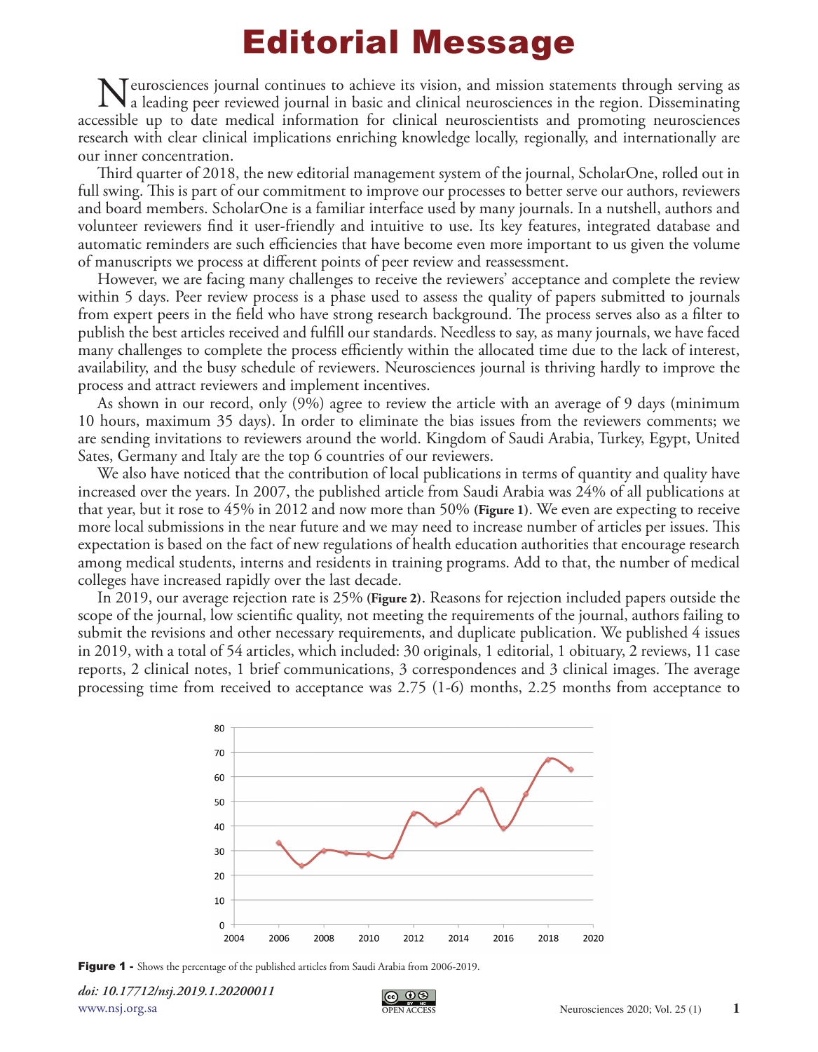# Editorial Message

Neurosciences journal continues to achieve its vision, and mission statements through serving as a leading peer reviewed journal in basic and clinical neurosciences in the region. Disseminating accessible up to date medical information for clinical neuroscientists and promoting neurosciences research with clear clinical implications enriching knowledge locally, regionally, and internationally are our inner concentration.

Third quarter of 2018, the new editorial management system of the journal, ScholarOne, rolled out in full swing. This is part of our commitment to improve our processes to better serve our authors, reviewers and board members. ScholarOne is a familiar interface used by many journals. In a nutshell, authors and volunteer reviewers find it user-friendly and intuitive to use. Its key features, integrated database and automatic reminders are such efficiencies that have become even more important to us given the volume of manuscripts we process at different points of peer review and reassessment.

However, we are facing many challenges to receive the reviewers' acceptance and complete the review within 5 days. Peer review process is a phase used to assess the quality of papers submitted to journals from expert peers in the field who have strong research background. The process serves also as a filter to publish the best articles received and fulfill our standards. Needless to say, as many journals, we have faced many challenges to complete the process efficiently within the allocated time due to the lack of interest, availability, and the busy schedule of reviewers. Neurosciences journal is thriving hardly to improve the process and attract reviewers and implement incentives.

As shown in our record, only (9%) agree to review the article with an average of 9 days (minimum 10 hours, maximum 35 days). In order to eliminate the bias issues from the reviewers comments; we are sending invitations to reviewers around the world. Kingdom of Saudi Arabia, Turkey, Egypt, United Sates, Germany and Italy are the top 6 countries of our reviewers.

We also have noticed that the contribution of local publications in terms of quantity and quality have increased over the years. In 2007, the published article from Saudi Arabia was 24% of all publications at that year, but it rose to 45% in 2012 and now more than 50% (**Figure 1**). We even are expecting to receive more local submissions in the near future and we may need to increase number of articles per issues. This expectation is based on the fact of new regulations of health education authorities that encourage research among medical students, interns and residents in training programs. Add to that, the number of medical colleges have increased rapidly over the last decade.

In 2019, our average rejection rate is 25% (**Figure 2**). Reasons for rejection included papers outside the scope of the journal, low scientific quality, not meeting the requirements of the journal, authors failing to submit the revisions and other necessary requirements, and duplicate publication. We published 4 issues in 2019, with a total of 54 articles, which included: 30 originals, 1 editorial, 1 obituary, 2 reviews, 11 case reports, 2 clinical notes, 1 brief communications, 3 correspondences and 3 clinical images. The average processing time from received to acceptance was 2.75 (1-6) months, 2.25 months from acceptance to

**Figure 1 -** Shows the percentage of the published articles from Saudi Arabia from 2006-2019.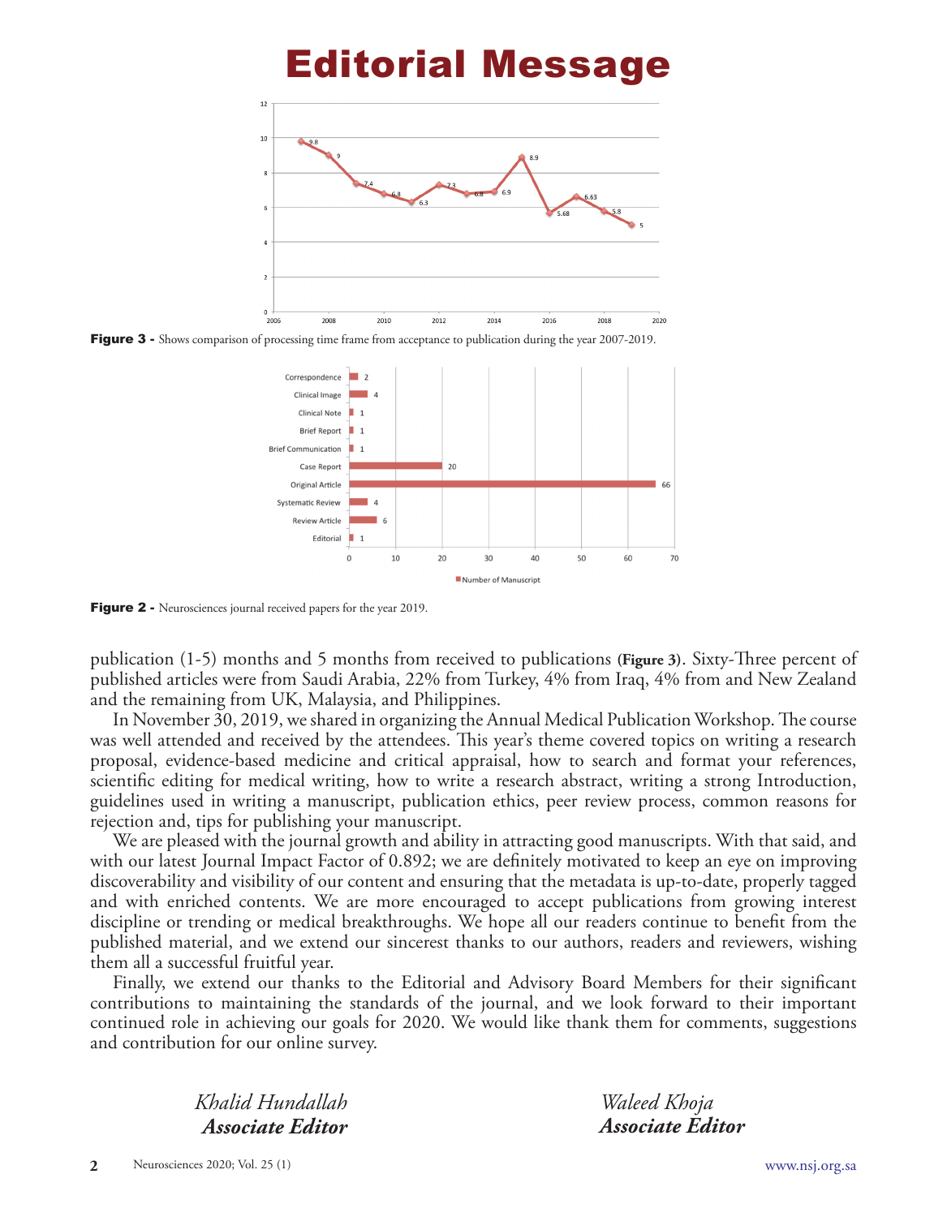# Editorial Message

**Figure 3 -** Shows comparison of processing time frame from acceptance to publication during the year 2007-2019.

**Figure 2 -** Neurosciences journal received papers for the year 2019.

publication (1-5) months and 5 months from received to publications **(Figure 3)**. Sixty-Three percent of published articles were from Saudi Arabia, 22% from Turkey, 4% from Iraq, 4% from and New Zealand and the remaining from UK, Malaysia, and Philippines.

In November 30, 2019, we shared in organizing the Annual Medical Publication Workshop. The course was well attended and received by the attendees. This year's theme covered topics on writing a research proposal, evidence-based medicine and critical appraisal, how to search and format your references, scientific editing for medical writing, how to write a research abstract, writing a strong Introduction, guidelines used in writing a manuscript, publication ethics, peer review process, common reasons for rejection and, tips for publishing your manuscript.

We are pleased with the journal growth and ability in attracting good manuscripts. With that said, and with our latest Journal Impact Factor of 0.892; we are definitely motivated to keep an eye on improving discoverability and visibility of our content and ensuring that the metadata is up-to-date, properly tagged and with enriched contents. We are more encouraged to accept publications from growing interest discipline or trending or medical breakthroughs. We hope all our readers continue to benefit from the published material, and we extend our sincerest thanks to our authors, readers and reviewers, wishing them all a successful fruitful year.

Finally, we extend our thanks to the Editorial and Advisory Board Members for their significant contributions to maintaining the standards of the journal, and we look forward to their important continued role in achieving our goals for 2020. We would like thank them for comments, suggestions and contribution for our online survey.

*Khalid Hundallah*
***Associate Editor***

*Waleed Khoja*
***Associate Editor***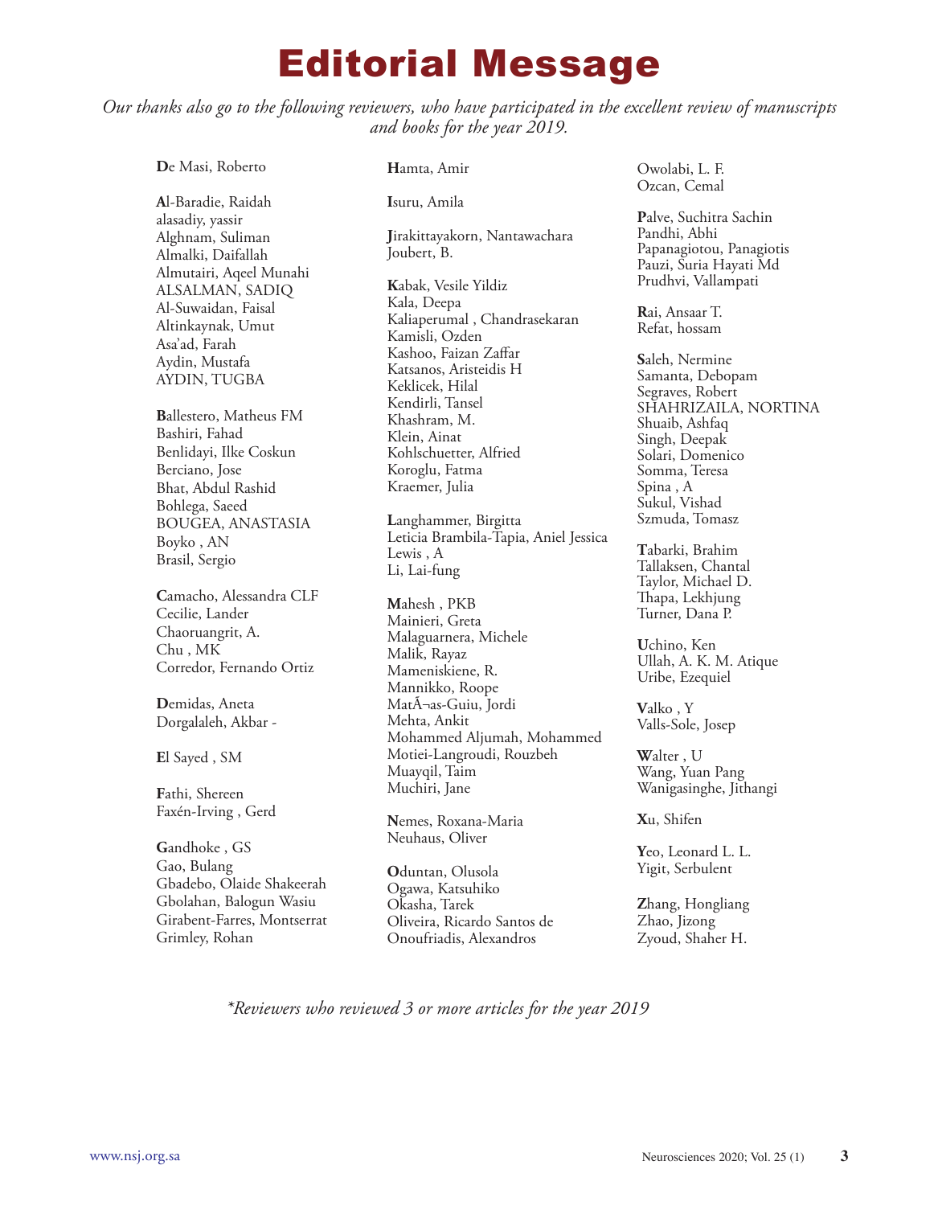# Editorial Message

*Our thanks also go to the following reviewers, who have participated in the excellent review of manuscripts and books for the year 2019.*

**D**e Masi, Roberto

**A**l-Baradie, Raidah
alasadiy, yassir
Alghnam, Suliman
Almalki, Daifallah
Almutairi, Aqeel Munahi
ALSALMAN, SADIQ
Al-Suwaidan, Faisal
Altinkaynak, Umut
Asa'ad, Farah
Aydin, Mustafa
AYDIN, TUGBA

**B**allestero, Matheus FM
Bashiri, Fahad
Benlidayi, Ilke Coskun
Berciano, Jose
Bhat, Abdul Rashid
Bohlega, Saeed
BOUGEA, ANASTASIA
Boyko , AN
Brasil, Sergio

**C**amacho, Alessandra CLF
Cecilie, Lander
Chaoruangrit, A.
Chu , MK
Corredor, Fernando Ortiz

**D**emidas, Aneta
Dorgalaleh, Akbar -

**E**l Sayed , SM

**F**athi, Shereen
Faxén-Irving , Gerd

**G**andhoke , GS
Gao, Bulang
Gbadebo, Olaide Shakeerah
Gbolahan, Balogun Wasiu
Girabent-Farres, Montserrat
Grimley, Rohan

**H**amta, Amir

**I**suru, Amila

**J**irakittayakorn, Nantawachara
Joubert, B.

**K**abak, Vesile Yildiz
Kala, Deepa
Kaliaperumal , Chandrasekaran
Kamisli, Ozden
Kashoo, Faizan Zaffar
Katsanos, Aristeidis H
Keklicek, Hilal
Kendirli, Tansel
Khashram, M.
Klein, Ainat
Kohlschuetter, Alfried
Koroglu, Fatma
Kraemer, Julia

**L**anghammer, Birgitta
Leticia Brambila-Tapia, Aniel Jessica
Lewis , A
Li, Lai-fung

**M**ahesh , PKB
Mainieri, Greta
Malaguarnera, Michele
Malik, Rayaz
Mameniskiene, R.
Mannikko, Roope
MatÃ¬as-Guiu, Jordi
Mehta, Ankit
Mohammed Aljumah, Mohammed
Motiei-Langroudi, Rouzbeh
Muayqil, Taim
Muchiri, Jane

**N**emes, Roxana-Maria
Neuhaus, Oliver

**O**duntan, Olusola
Ogawa, Katsuhiko
Okasha, Tarek
Oliveira, Ricardo Santos de
Onoufriadis, Alexandros
Owolabi, L. F.
Ozcan, Cemal

**P**alve, Suchitra Sachin
Pandhi, Abhi
Papanagiotou, Panagiotis
Pauzi, Suria Hayati Md
Prudhvi, Vallampati

**R**ai, Ansaar T.
Refat, hossam

**S**aleh, Nermine
Samanta, Debopam
Segraves, Robert
SHAHRIZAILA, NORTINA
Shuaib, Ashfaq
Singh, Deepak
Solari, Domenico
Somma, Teresa
Spina , A
Sukul, Vishad
Szmuda, Tomasz

**T**abarki, Brahim
Tallaksen, Chantal
Taylor, Michael D.
Thapa, Lekhjung
Turner, Dana P.

**U**chino, Ken
Ullah, A. K. M. Atique
Uribe, Ezequiel

**V**alko , Y
Valls-Sole, Josep

**W**alter , U
Wang, Yuan Pang
Wanigasinghe, Jithangi

**X**u, Shifen

**Y**eo, Leonard L. L.
Yigit, Serbulent

**Z**hang, Hongliang
Zhao, Jizong
Zyoud, Shaher H.

*\*Reviewers who reviewed 3 or more articles for the year 2019*